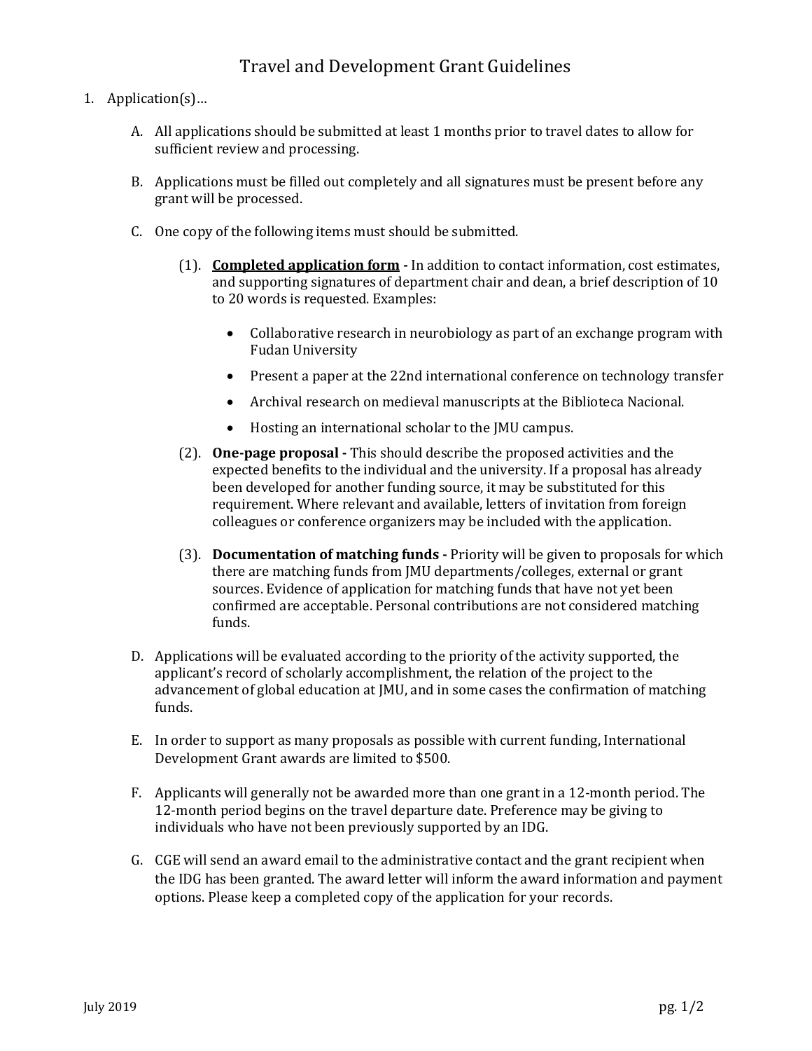# Travel and Development Grant Guidelines

1. Application(s)…

   A. All applications should be submitted at least 1 months prior to travel dates to allow for sufficient review and processing.

   B. Applications must be filled out completely and all signatures must be present before any grant will be processed.

   C. One copy of the following items must should be submitted.

   (1). **Completed application form -** In addition to contact information, cost estimates, and supporting signatures of department chair and dean, a brief description of 10 to 20 words is requested. Examples:

   - Collaborative research in neurobiology as part of an exchange program with Fudan University
   - Present a paper at the 22nd international conference on technology transfer
   - Archival research on medieval manuscripts at the Biblioteca Nacional.
   - Hosting an international scholar to the JMU campus.

   (2). **One-page proposal -** This should describe the proposed activities and the expected benefits to the individual and the university. If a proposal has already been developed for another funding source, it may be substituted for this requirement. Where relevant and available, letters of invitation from foreign colleagues or conference organizers may be included with the application.

   (3). **Documentation of matching funds -** Priority will be given to proposals for which there are matching funds from JMU departments/colleges, external or grant sources. Evidence of application for matching funds that have not yet been confirmed are acceptable. Personal contributions are not considered matching funds.

   D. Applications will be evaluated according to the priority of the activity supported, the applicant's record of scholarly accomplishment, the relation of the project to the advancement of global education at JMU, and in some cases the confirmation of matching funds.

   E. In order to support as many proposals as possible with current funding, International Development Grant awards are limited to $500.

   F. Applicants will generally not be awarded more than one grant in a 12-month period. The 12-month period begins on the travel departure date. Preference may be giving to individuals who have not been previously supported by an IDG.

   G. CGE will send an award email to the administrative contact and the grant recipient when the IDG has been granted. The award letter will inform the award information and payment options. Please keep a completed copy of the application for your records.

July 2019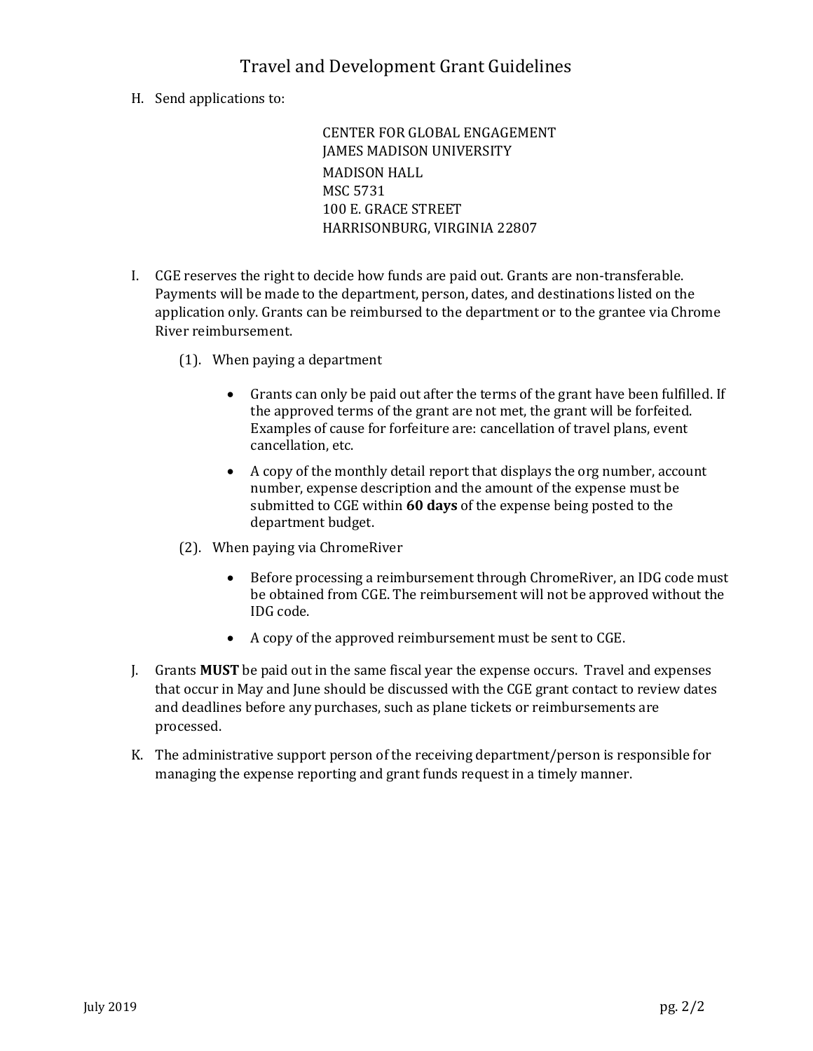# Travel and Development Grant Guidelines

H. Send applications to:

CENTER FOR GLOBAL ENGAGEMENT
JAMES MADISON UNIVERSITY
MADISON HALL
MSC 5731
100 E. GRACE STREET
HARRISONBURG, VIRGINIA 22807

I. CGE reserves the right to decide how funds are paid out. Grants are non-transferable. Payments will be made to the department, person, dates, and destinations listed on the application only. Grants can be reimbursed to the department or to the grantee via Chrome River reimbursement.

   (1). When paying a department

   - Grants can only be paid out after the terms of the grant have been fulfilled. If the approved terms of the grant are not met, the grant will be forfeited. Examples of cause for forfeiture are: cancellation of travel plans, event cancellation, etc.
   - A copy of the monthly detail report that displays the org number, account number, expense description and the amount of the expense must be submitted to CGE within **60 days** of the expense being posted to the department budget.

   (2). When paying via ChromeRiver

   - Before processing a reimbursement through ChromeRiver, an IDG code must be obtained from CGE. The reimbursement will not be approved without the IDG code.
   - A copy of the approved reimbursement must be sent to CGE.

J. Grants **MUST** be paid out in the same fiscal year the expense occurs. Travel and expenses that occur in May and June should be discussed with the CGE grant contact to review dates and deadlines before any purchases, such as plane tickets or reimbursements are processed.

K. The administrative support person of the receiving department/person is responsible for managing the expense reporting and grant funds request in a timely manner.

July 2019